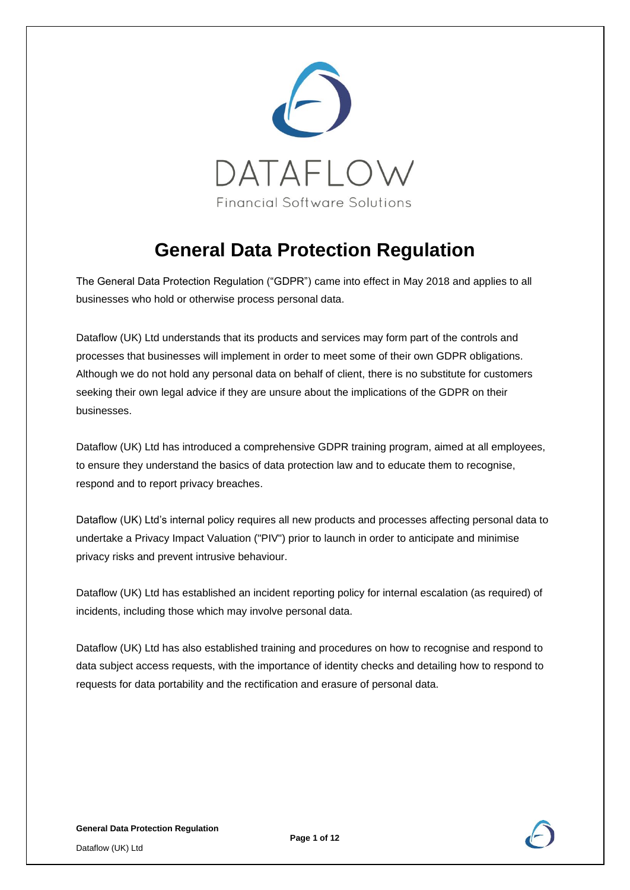DATAFLOW

Financial Software Solutions

# General Data Protection Regulation

The General Data Protection Regulation ("GDPR") came into effect in May 2018 and applies to all businesses who hold or otherwise process personal data.

Dataflow (UK) Ltd understands that its products and services may form part of the controls and processes that businesses will implement in order to meet some of their own GDPR obligations. Although we do not hold any personal data on behalf of client, there is no substitute for customers seeking their own legal advice if they are unsure about the implications of the GDPR on their businesses.

Dataflow (UK) Ltd has introduced a comprehensive GDPR training program, aimed at all employees, to ensure they understand the basics of data protection law and to educate them to recognise, respond and to report privacy breaches.

Dataflow (UK) Ltd's internal policy requires all new products and processes affecting personal data to undertake a Privacy Impact Valuation ("PIV") prior to launch in order to anticipate and minimise privacy risks and prevent intrusive behaviour.

Dataflow (UK) Ltd has established an incident reporting policy for internal escalation (as required) of incidents, including those which may involve personal data.

Dataflow (UK) Ltd has also established training and procedures on how to recognise and respond to data subject access requests, with the importance of identity checks and detailing how to respond to requests for data portability and the rectification and erasure of personal data.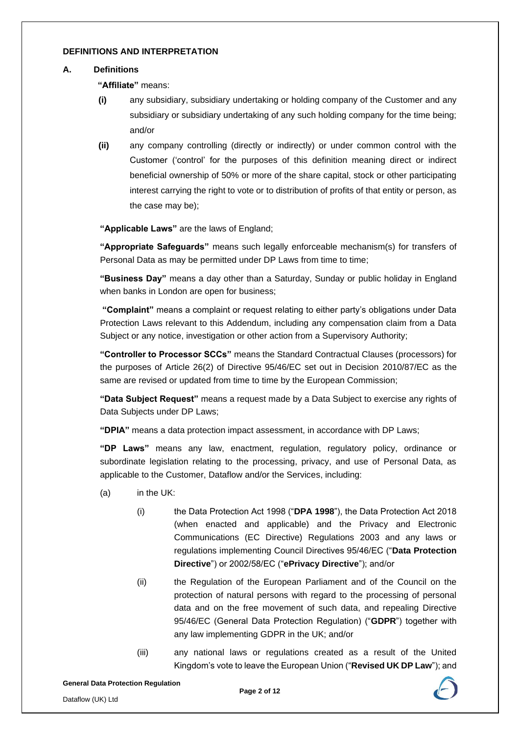## DEFINITIONS AND INTERPRETATION

### A. Definitions

**"Affiliate"** means:

**(i)** any subsidiary, subsidiary undertaking or holding company of the Customer and any subsidiary or subsidiary undertaking of any such holding company for the time being; and/or

**(ii)** any company controlling (directly or indirectly) or under common control with the Customer ('control' for the purposes of this definition meaning direct or indirect beneficial ownership of 50% or more of the share capital, stock or other participating interest carrying the right to vote or to distribution of profits of that entity or person, as the case may be);

**"Applicable Laws"** are the laws of England;

**"Appropriate Safeguards"** means such legally enforceable mechanism(s) for transfers of Personal Data as may be permitted under DP Laws from time to time;

**"Business Day"** means a day other than a Saturday, Sunday or public holiday in England when banks in London are open for business;

**"Complaint"** means a complaint or request relating to either party's obligations under Data Protection Laws relevant to this Addendum, including any compensation claim from a Data Subject or any notice, investigation or other action from a Supervisory Authority;

**"Controller to Processor SCCs"** means the Standard Contractual Clauses (processors) for the purposes of Article 26(2) of Directive 95/46/EC set out in Decision 2010/87/EC as the same are revised or updated from time to time by the European Commission;

**"Data Subject Request"** means a request made by a Data Subject to exercise any rights of Data Subjects under DP Laws;

**"DPIA"** means a data protection impact assessment, in accordance with DP Laws;

**"DP Laws"** means any law, enactment, regulation, regulatory policy, ordinance or subordinate legislation relating to the processing, privacy, and use of Personal Data, as applicable to the Customer, Dataflow and/or the Services, including:

(a) in the UK:

(i) the Data Protection Act 1998 ("**DPA 1998**"), the Data Protection Act 2018 (when enacted and applicable) and the Privacy and Electronic Communications (EC Directive) Regulations 2003 and any laws or regulations implementing Council Directives 95/46/EC ("**Data Protection Directive**") or 2002/58/EC ("**ePrivacy Directive**"); and/or

(ii) the Regulation of the European Parliament and of the Council on the protection of natural persons with regard to the processing of personal data and on the free movement of such data, and repealing Directive 95/46/EC (General Data Protection Regulation) ("**GDPR**") together with any law implementing GDPR in the UK; and/or

(iii) any national laws or regulations created as a result of the United Kingdom's vote to leave the European Union ("**Revised UK DP Law**"); and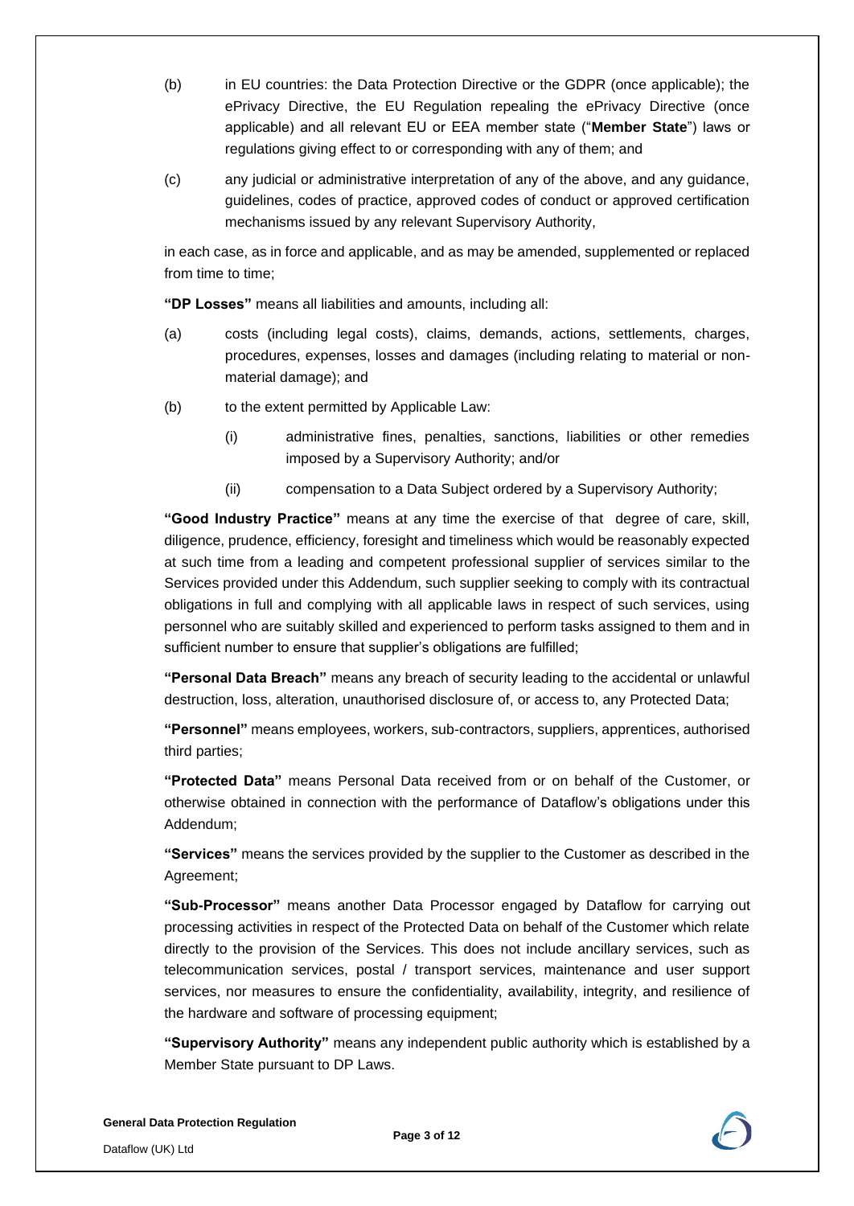(b) in EU countries: the Data Protection Directive or the GDPR (once applicable); the ePrivacy Directive, the EU Regulation repealing the ePrivacy Directive (once applicable) and all relevant EU or EEA member state ("**Member State**") laws or regulations giving effect to or corresponding with any of them; and

(c) any judicial or administrative interpretation of any of the above, and any guidance, guidelines, codes of practice, approved codes of conduct or approved certification mechanisms issued by any relevant Supervisory Authority,

in each case, as in force and applicable, and as may be amended, supplemented or replaced from time to time;

**"DP Losses"** means all liabilities and amounts, including all:

(a) costs (including legal costs), claims, demands, actions, settlements, charges, procedures, expenses, losses and damages (including relating to material or non-material damage); and

(b) to the extent permitted by Applicable Law:

  (i) administrative fines, penalties, sanctions, liabilities or other remedies imposed by a Supervisory Authority; and/or

  (ii) compensation to a Data Subject ordered by a Supervisory Authority;

**"Good Industry Practice"** means at any time the exercise of that degree of care, skill, diligence, prudence, efficiency, foresight and timeliness which would be reasonably expected at such time from a leading and competent professional supplier of services similar to the Services provided under this Addendum, such supplier seeking to comply with its contractual obligations in full and complying with all applicable laws in respect of such services, using personnel who are suitably skilled and experienced to perform tasks assigned to them and in sufficient number to ensure that supplier's obligations are fulfilled;

**"Personal Data Breach"** means any breach of security leading to the accidental or unlawful destruction, loss, alteration, unauthorised disclosure of, or access to, any Protected Data;

**"Personnel"** means employees, workers, sub-contractors, suppliers, apprentices, authorised third parties;

**"Protected Data"** means Personal Data received from or on behalf of the Customer, or otherwise obtained in connection with the performance of Dataflow's obligations under this Addendum;

**"Services"** means the services provided by the supplier to the Customer as described in the Agreement;

**"Sub-Processor"** means another Data Processor engaged by Dataflow for carrying out processing activities in respect of the Protected Data on behalf of the Customer which relate directly to the provision of the Services. This does not include ancillary services, such as telecommunication services, postal / transport services, maintenance and user support services, nor measures to ensure the confidentiality, availability, integrity, and resilience of the hardware and software of processing equipment;

**"Supervisory Authority"** means any independent public authority which is established by a Member State pursuant to DP Laws.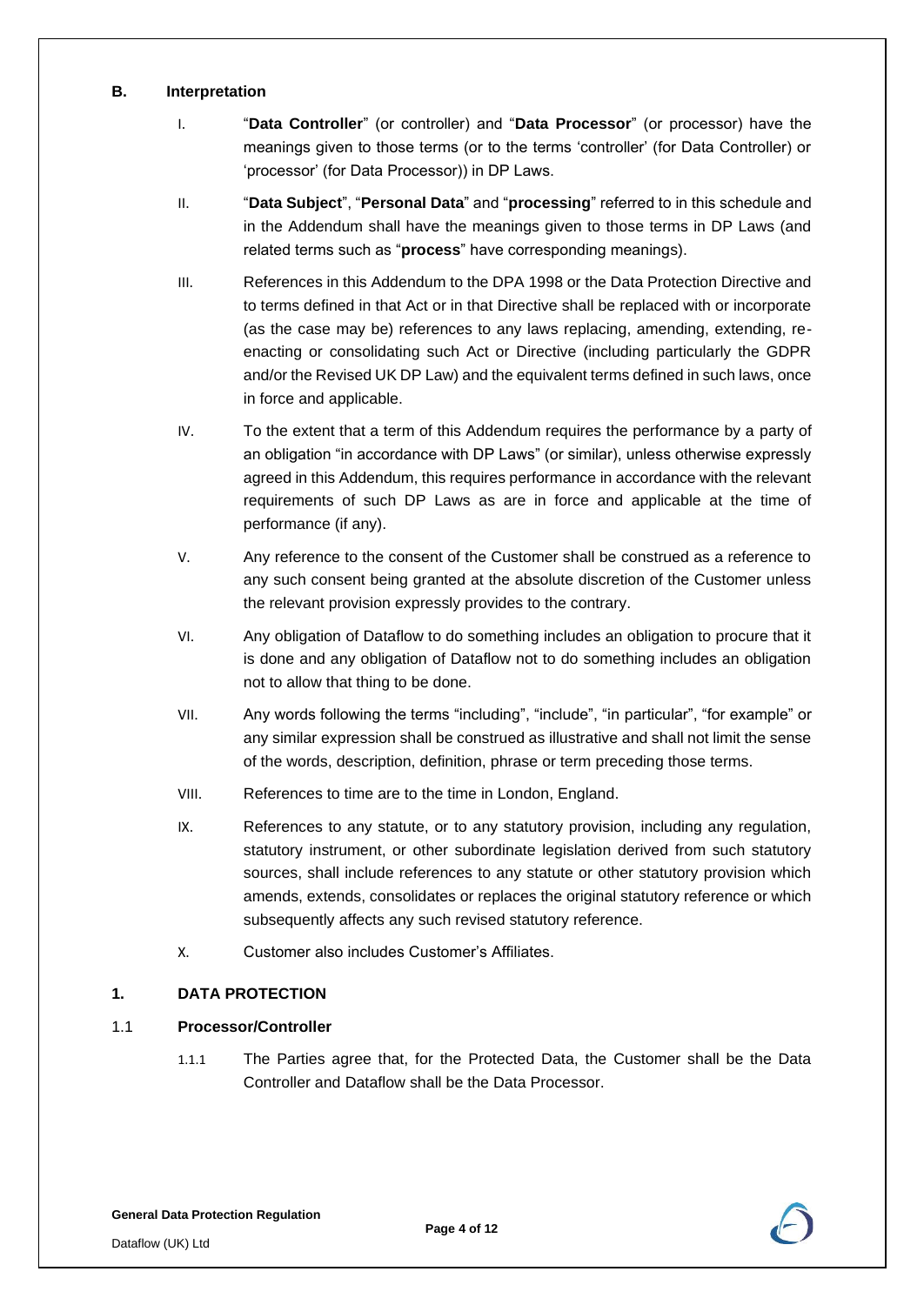## B. Interpretation

I. "**Data Controller**" (or controller) and "**Data Processor**" (or processor) have the meanings given to those terms (or to the terms 'controller' (for Data Controller) or 'processor' (for Data Processor)) in DP Laws.

II. "**Data Subject**", "**Personal Data**" and "**processing**" referred to in this schedule and in the Addendum shall have the meanings given to those terms in DP Laws (and related terms such as "**process**" have corresponding meanings).

III. References in this Addendum to the DPA 1998 or the Data Protection Directive and to terms defined in that Act or in that Directive shall be replaced with or incorporate (as the case may be) references to any laws replacing, amending, extending, re-enacting or consolidating such Act or Directive (including particularly the GDPR and/or the Revised UK DP Law) and the equivalent terms defined in such laws, once in force and applicable.

IV. To the extent that a term of this Addendum requires the performance by a party of an obligation "in accordance with DP Laws" (or similar), unless otherwise expressly agreed in this Addendum, this requires performance in accordance with the relevant requirements of such DP Laws as are in force and applicable at the time of performance (if any).

V. Any reference to the consent of the Customer shall be construed as a reference to any such consent being granted at the absolute discretion of the Customer unless the relevant provision expressly provides to the contrary.

VI. Any obligation of Dataflow to do something includes an obligation to procure that it is done and any obligation of Dataflow not to do something includes an obligation not to allow that thing to be done.

VII. Any words following the terms "including", "include", "in particular", "for example" or any similar expression shall be construed as illustrative and shall not limit the sense of the words, description, definition, phrase or term preceding those terms.

VIII. References to time are to the time in London, England.

IX. References to any statute, or to any statutory provision, including any regulation, statutory instrument, or other subordinate legislation derived from such statutory sources, shall include references to any statute or other statutory provision which amends, extends, consolidates or replaces the original statutory reference or which subsequently affects any such revised statutory reference.

X. Customer also includes Customer's Affiliates.

## 1. DATA PROTECTION

### 1.1 Processor/Controller

1.1.1 The Parties agree that, for the Protected Data, the Customer shall be the Data Controller and Dataflow shall be the Data Processor.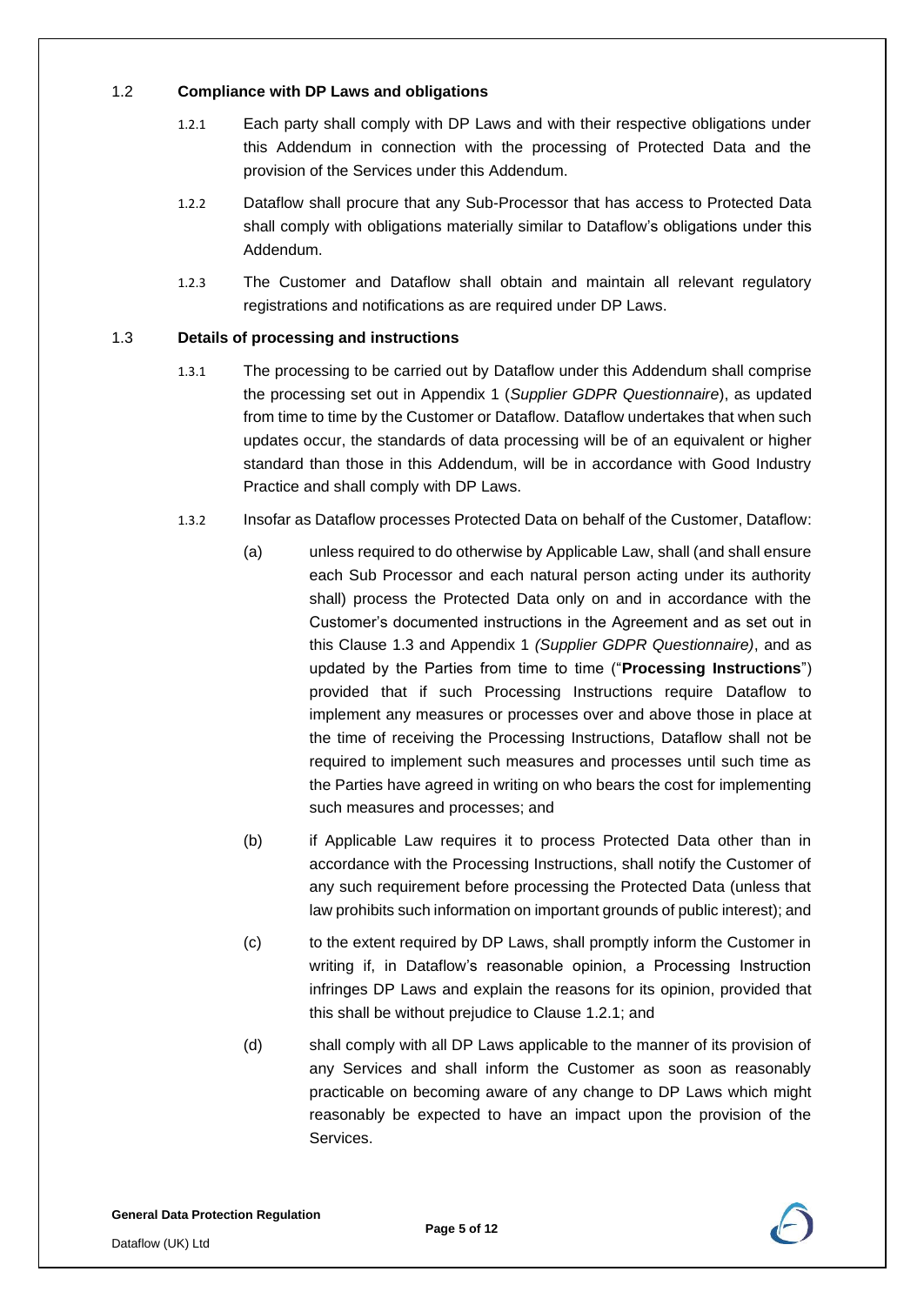1.2 **Compliance with DP Laws and obligations**

1.2.1 Each party shall comply with DP Laws and with their respective obligations under this Addendum in connection with the processing of Protected Data and the provision of the Services under this Addendum.

1.2.2 Dataflow shall procure that any Sub-Processor that has access to Protected Data shall comply with obligations materially similar to Dataflow's obligations under this Addendum.

1.2.3 The Customer and Dataflow shall obtain and maintain all relevant regulatory registrations and notifications as are required under DP Laws.

1.3 **Details of processing and instructions**

1.3.1 The processing to be carried out by Dataflow under this Addendum shall comprise the processing set out in Appendix 1 (*Supplier GDPR Questionnaire*), as updated from time to time by the Customer or Dataflow. Dataflow undertakes that when such updates occur, the standards of data processing will be of an equivalent or higher standard than those in this Addendum, will be in accordance with Good Industry Practice and shall comply with DP Laws.

1.3.2 Insofar as Dataflow processes Protected Data on behalf of the Customer, Dataflow:

(a) unless required to do otherwise by Applicable Law, shall (and shall ensure each Sub Processor and each natural person acting under its authority shall) process the Protected Data only on and in accordance with the Customer's documented instructions in the Agreement and as set out in this Clause 1.3 and Appendix 1 *(Supplier GDPR Questionnaire)*, and as updated by the Parties from time to time ("**Processing Instructions**") provided that if such Processing Instructions require Dataflow to implement any measures or processes over and above those in place at the time of receiving the Processing Instructions, Dataflow shall not be required to implement such measures and processes until such time as the Parties have agreed in writing on who bears the cost for implementing such measures and processes; and

(b) if Applicable Law requires it to process Protected Data other than in accordance with the Processing Instructions, shall notify the Customer of any such requirement before processing the Protected Data (unless that law prohibits such information on important grounds of public interest); and

(c) to the extent required by DP Laws, shall promptly inform the Customer in writing if, in Dataflow's reasonable opinion, a Processing Instruction infringes DP Laws and explain the reasons for its opinion, provided that this shall be without prejudice to Clause 1.2.1; and

(d) shall comply with all DP Laws applicable to the manner of its provision of any Services and shall inform the Customer as soon as reasonably practicable on becoming aware of any change to DP Laws which might reasonably be expected to have an impact upon the provision of the Services.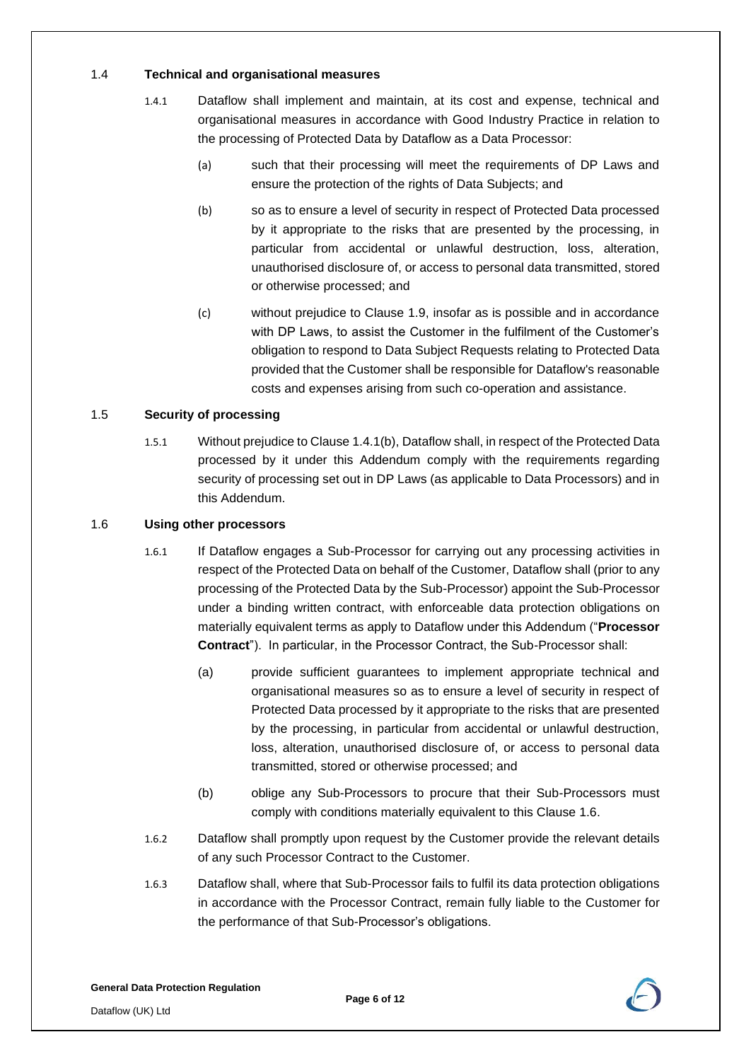### 1.4 Technical and organisational measures

1.4.1 Dataflow shall implement and maintain, at its cost and expense, technical and organisational measures in accordance with Good Industry Practice in relation to the processing of Protected Data by Dataflow as a Data Processor:

(a) such that their processing will meet the requirements of DP Laws and ensure the protection of the rights of Data Subjects; and

(b) so as to ensure a level of security in respect of Protected Data processed by it appropriate to the risks that are presented by the processing, in particular from accidental or unlawful destruction, loss, alteration, unauthorised disclosure of, or access to personal data transmitted, stored or otherwise processed; and

(c) without prejudice to Clause 1.9, insofar as is possible and in accordance with DP Laws, to assist the Customer in the fulfilment of the Customer's obligation to respond to Data Subject Requests relating to Protected Data provided that the Customer shall be responsible for Dataflow's reasonable costs and expenses arising from such co-operation and assistance.

### 1.5 Security of processing

1.5.1 Without prejudice to Clause 1.4.1(b), Dataflow shall, in respect of the Protected Data processed by it under this Addendum comply with the requirements regarding security of processing set out in DP Laws (as applicable to Data Processors) and in this Addendum.

### 1.6 Using other processors

1.6.1 If Dataflow engages a Sub-Processor for carrying out any processing activities in respect of the Protected Data on behalf of the Customer, Dataflow shall (prior to any processing of the Protected Data by the Sub-Processor) appoint the Sub-Processor under a binding written contract, with enforceable data protection obligations on materially equivalent terms as apply to Dataflow under this Addendum ("**Processor Contract**"). In particular, in the Processor Contract, the Sub-Processor shall:

(a) provide sufficient guarantees to implement appropriate technical and organisational measures so as to ensure a level of security in respect of Protected Data processed by it appropriate to the risks that are presented by the processing, in particular from accidental or unlawful destruction, loss, alteration, unauthorised disclosure of, or access to personal data transmitted, stored or otherwise processed; and

(b) oblige any Sub-Processors to procure that their Sub-Processors must comply with conditions materially equivalent to this Clause 1.6.

1.6.2 Dataflow shall promptly upon request by the Customer provide the relevant details of any such Processor Contract to the Customer.

1.6.3 Dataflow shall, where that Sub-Processor fails to fulfil its data protection obligations in accordance with the Processor Contract, remain fully liable to the Customer for the performance of that Sub-Processor's obligations.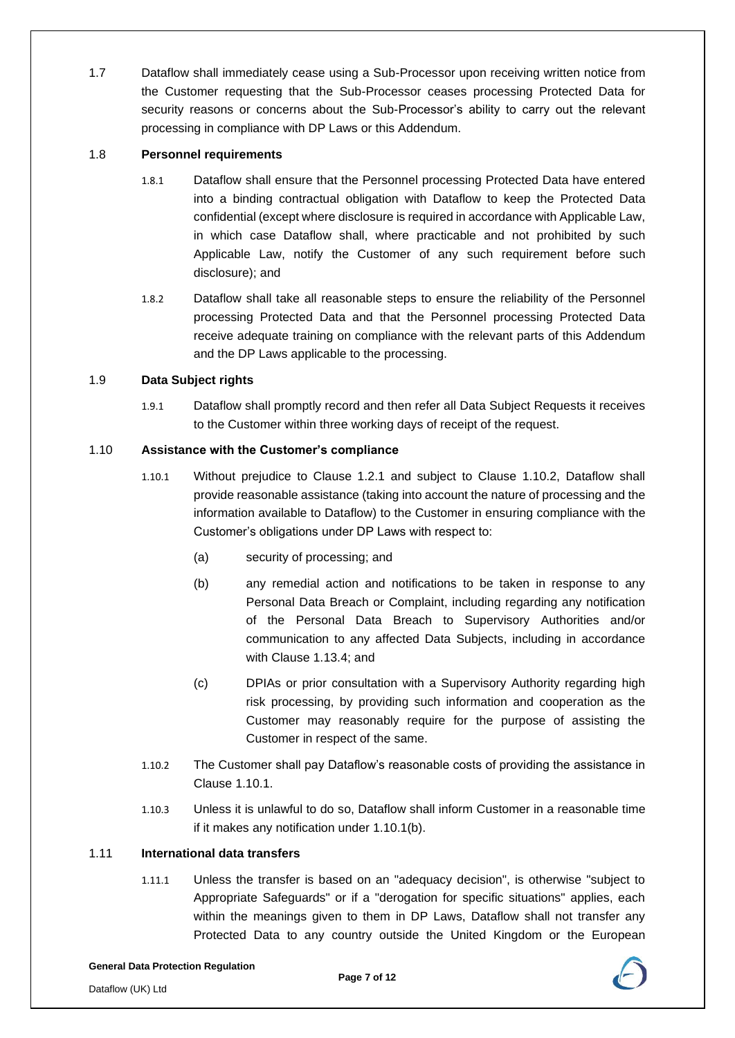1.7 Dataflow shall immediately cease using a Sub-Processor upon receiving written notice from the Customer requesting that the Sub-Processor ceases processing Protected Data for security reasons or concerns about the Sub-Processor's ability to carry out the relevant processing in compliance with DP Laws or this Addendum.

1.8 **Personnel requirements**

1.8.1 Dataflow shall ensure that the Personnel processing Protected Data have entered into a binding contractual obligation with Dataflow to keep the Protected Data confidential (except where disclosure is required in accordance with Applicable Law, in which case Dataflow shall, where practicable and not prohibited by such Applicable Law, notify the Customer of any such requirement before such disclosure); and

1.8.2 Dataflow shall take all reasonable steps to ensure the reliability of the Personnel processing Protected Data and that the Personnel processing Protected Data receive adequate training on compliance with the relevant parts of this Addendum and the DP Laws applicable to the processing.

1.9 **Data Subject rights**

1.9.1 Dataflow shall promptly record and then refer all Data Subject Requests it receives to the Customer within three working days of receipt of the request.

1.10 **Assistance with the Customer's compliance**

1.10.1 Without prejudice to Clause 1.2.1 and subject to Clause 1.10.2, Dataflow shall provide reasonable assistance (taking into account the nature of processing and the information available to Dataflow) to the Customer in ensuring compliance with the Customer's obligations under DP Laws with respect to:

(a) security of processing; and

(b) any remedial action and notifications to be taken in response to any Personal Data Breach or Complaint, including regarding any notification of the Personal Data Breach to Supervisory Authorities and/or communication to any affected Data Subjects, including in accordance with Clause 1.13.4; and

(c) DPIAs or prior consultation with a Supervisory Authority regarding high risk processing, by providing such information and cooperation as the Customer may reasonably require for the purpose of assisting the Customer in respect of the same.

1.10.2 The Customer shall pay Dataflow's reasonable costs of providing the assistance in Clause 1.10.1.

1.10.3 Unless it is unlawful to do so, Dataflow shall inform Customer in a reasonable time if it makes any notification under 1.10.1(b).

1.11 **International data transfers**

1.11.1 Unless the transfer is based on an "adequacy decision", is otherwise "subject to Appropriate Safeguards" or if a "derogation for specific situations" applies, each within the meanings given to them in DP Laws, Dataflow shall not transfer any Protected Data to any country outside the United Kingdom or the European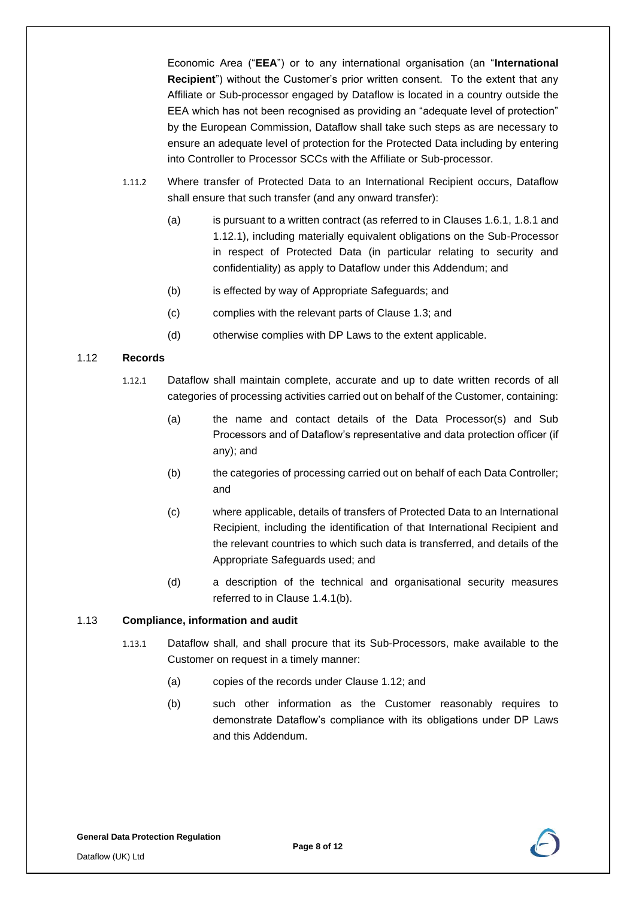Economic Area ("**EEA**") or to any international organisation (an "**International Recipient**") without the Customer's prior written consent. To the extent that any Affiliate or Sub-processor engaged by Dataflow is located in a country outside the EEA which has not been recognised as providing an "adequate level of protection" by the European Commission, Dataflow shall take such steps as are necessary to ensure an adequate level of protection for the Protected Data including by entering into Controller to Processor SCCs with the Affiliate or Sub-processor.

1.11.2 Where transfer of Protected Data to an International Recipient occurs, Dataflow shall ensure that such transfer (and any onward transfer):

(a) is pursuant to a written contract (as referred to in Clauses 1.6.1, 1.8.1 and 1.12.1), including materially equivalent obligations on the Sub-Processor in respect of Protected Data (in particular relating to security and confidentiality) as apply to Dataflow under this Addendum; and

(b) is effected by way of Appropriate Safeguards; and

(c) complies with the relevant parts of Clause 1.3; and

(d) otherwise complies with DP Laws to the extent applicable.

### 1.12 Records

1.12.1 Dataflow shall maintain complete, accurate and up to date written records of all categories of processing activities carried out on behalf of the Customer, containing:

(a) the name and contact details of the Data Processor(s) and Sub Processors and of Dataflow's representative and data protection officer (if any); and

(b) the categories of processing carried out on behalf of each Data Controller; and

(c) where applicable, details of transfers of Protected Data to an International Recipient, including the identification of that International Recipient and the relevant countries to which such data is transferred, and details of the Appropriate Safeguards used; and

(d) a description of the technical and organisational security measures referred to in Clause 1.4.1(b).

### 1.13 Compliance, information and audit

1.13.1 Dataflow shall, and shall procure that its Sub-Processors, make available to the Customer on request in a timely manner:

(a) copies of the records under Clause 1.12; and

(b) such other information as the Customer reasonably requires to demonstrate Dataflow's compliance with its obligations under DP Laws and this Addendum.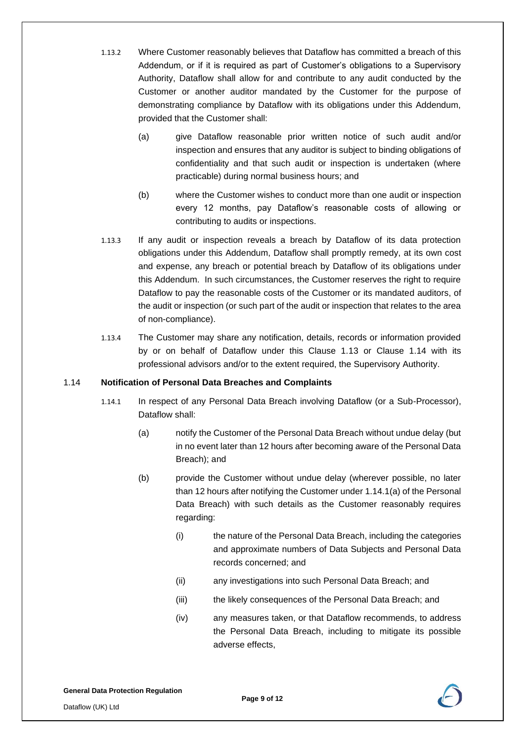1.13.2 Where Customer reasonably believes that Dataflow has committed a breach of this Addendum, or if it is required as part of Customer's obligations to a Supervisory Authority, Dataflow shall allow for and contribute to any audit conducted by the Customer or another auditor mandated by the Customer for the purpose of demonstrating compliance by Dataflow with its obligations under this Addendum, provided that the Customer shall:

(a) give Dataflow reasonable prior written notice of such audit and/or inspection and ensures that any auditor is subject to binding obligations of confidentiality and that such audit or inspection is undertaken (where practicable) during normal business hours; and

(b) where the Customer wishes to conduct more than one audit or inspection every 12 months, pay Dataflow's reasonable costs of allowing or contributing to audits or inspections.

1.13.3 If any audit or inspection reveals a breach by Dataflow of its data protection obligations under this Addendum, Dataflow shall promptly remedy, at its own cost and expense, any breach or potential breach by Dataflow of its obligations under this Addendum. In such circumstances, the Customer reserves the right to require Dataflow to pay the reasonable costs of the Customer or its mandated auditors, of the audit or inspection (or such part of the audit or inspection that relates to the area of non-compliance).

1.13.4 The Customer may share any notification, details, records or information provided by or on behalf of Dataflow under this Clause 1.13 or Clause 1.14 with its professional advisors and/or to the extent required, the Supervisory Authority.

### 1.14 Notification of Personal Data Breaches and Complaints

1.14.1 In respect of any Personal Data Breach involving Dataflow (or a Sub-Processor), Dataflow shall:

(a) notify the Customer of the Personal Data Breach without undue delay (but in no event later than 12 hours after becoming aware of the Personal Data Breach); and

(b) provide the Customer without undue delay (wherever possible, no later than 12 hours after notifying the Customer under 1.14.1(a) of the Personal Data Breach) with such details as the Customer reasonably requires regarding:

(i) the nature of the Personal Data Breach, including the categories and approximate numbers of Data Subjects and Personal Data records concerned; and

(ii) any investigations into such Personal Data Breach; and

(iii) the likely consequences of the Personal Data Breach; and

(iv) any measures taken, or that Dataflow recommends, to address the Personal Data Breach, including to mitigate its possible adverse effects,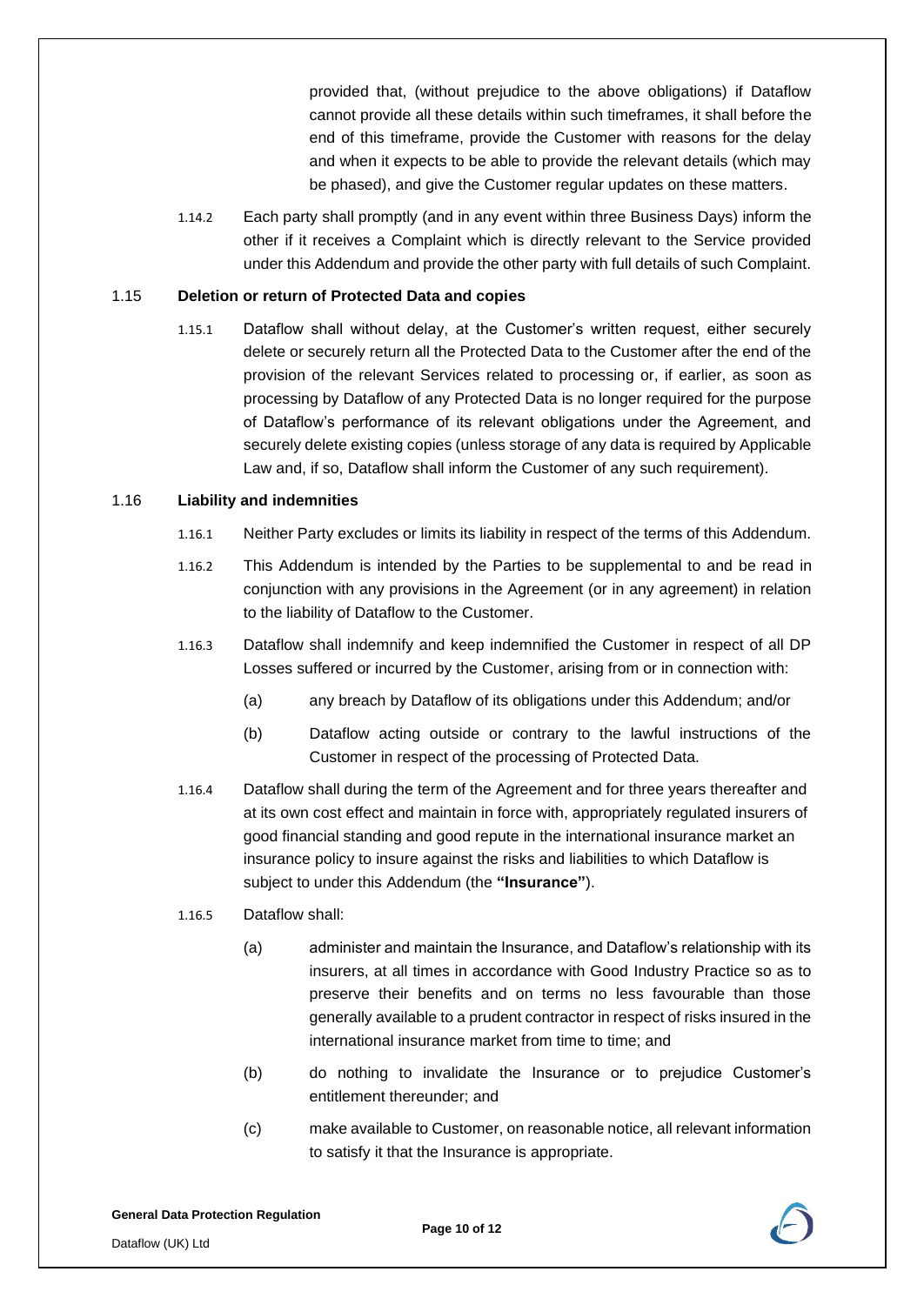provided that, (without prejudice to the above obligations) if Dataflow cannot provide all these details within such timeframes, it shall before the end of this timeframe, provide the Customer with reasons for the delay and when it expects to be able to provide the relevant details (which may be phased), and give the Customer regular updates on these matters.

1.14.2 Each party shall promptly (and in any event within three Business Days) inform the other if it receives a Complaint which is directly relevant to the Service provided under this Addendum and provide the other party with full details of such Complaint.

### 1.15 Deletion or return of Protected Data and copies

1.15.1 Dataflow shall without delay, at the Customer's written request, either securely delete or securely return all the Protected Data to the Customer after the end of the provision of the relevant Services related to processing or, if earlier, as soon as processing by Dataflow of any Protected Data is no longer required for the purpose of Dataflow's performance of its relevant obligations under the Agreement, and securely delete existing copies (unless storage of any data is required by Applicable Law and, if so, Dataflow shall inform the Customer of any such requirement).

### 1.16 Liability and indemnities

1.16.1 Neither Party excludes or limits its liability in respect of the terms of this Addendum.

1.16.2 This Addendum is intended by the Parties to be supplemental to and be read in conjunction with any provisions in the Agreement (or in any agreement) in relation to the liability of Dataflow to the Customer.

1.16.3 Dataflow shall indemnify and keep indemnified the Customer in respect of all DP Losses suffered or incurred by the Customer, arising from or in connection with:

(a) any breach by Dataflow of its obligations under this Addendum; and/or

(b) Dataflow acting outside or contrary to the lawful instructions of the Customer in respect of the processing of Protected Data.

1.16.4 Dataflow shall during the term of the Agreement and for three years thereafter and at its own cost effect and maintain in force with, appropriately regulated insurers of good financial standing and good repute in the international insurance market an insurance policy to insure against the risks and liabilities to which Dataflow is subject to under this Addendum (the **"Insurance"**).

1.16.5 Dataflow shall:

(a) administer and maintain the Insurance, and Dataflow's relationship with its insurers, at all times in accordance with Good Industry Practice so as to preserve their benefits and on terms no less favourable than those generally available to a prudent contractor in respect of risks insured in the international insurance market from time to time; and

(b) do nothing to invalidate the Insurance or to prejudice Customer's entitlement thereunder; and

(c) make available to Customer, on reasonable notice, all relevant information to satisfy it that the Insurance is appropriate.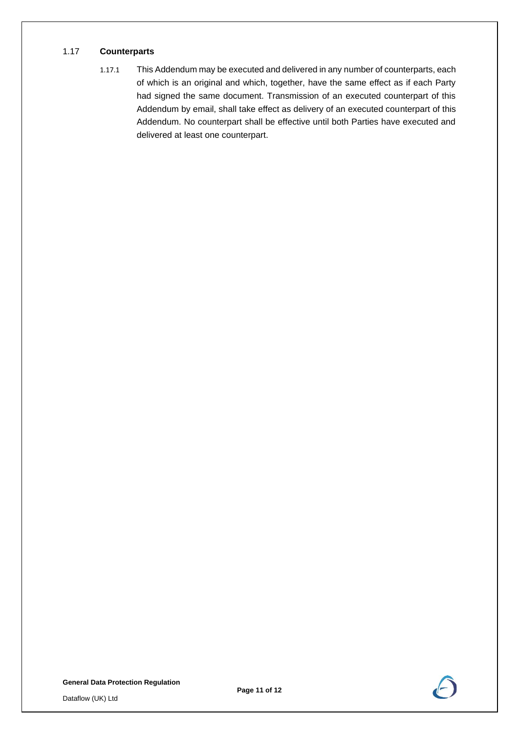### 1.17 **Counterparts**

1.17.1 This Addendum may be executed and delivered in any number of counterparts, each of which is an original and which, together, have the same effect as if each Party had signed the same document. Transmission of an executed counterpart of this Addendum by email, shall take effect as delivery of an executed counterpart of this Addendum. No counterpart shall be effective until both Parties have executed and delivered at least one counterpart.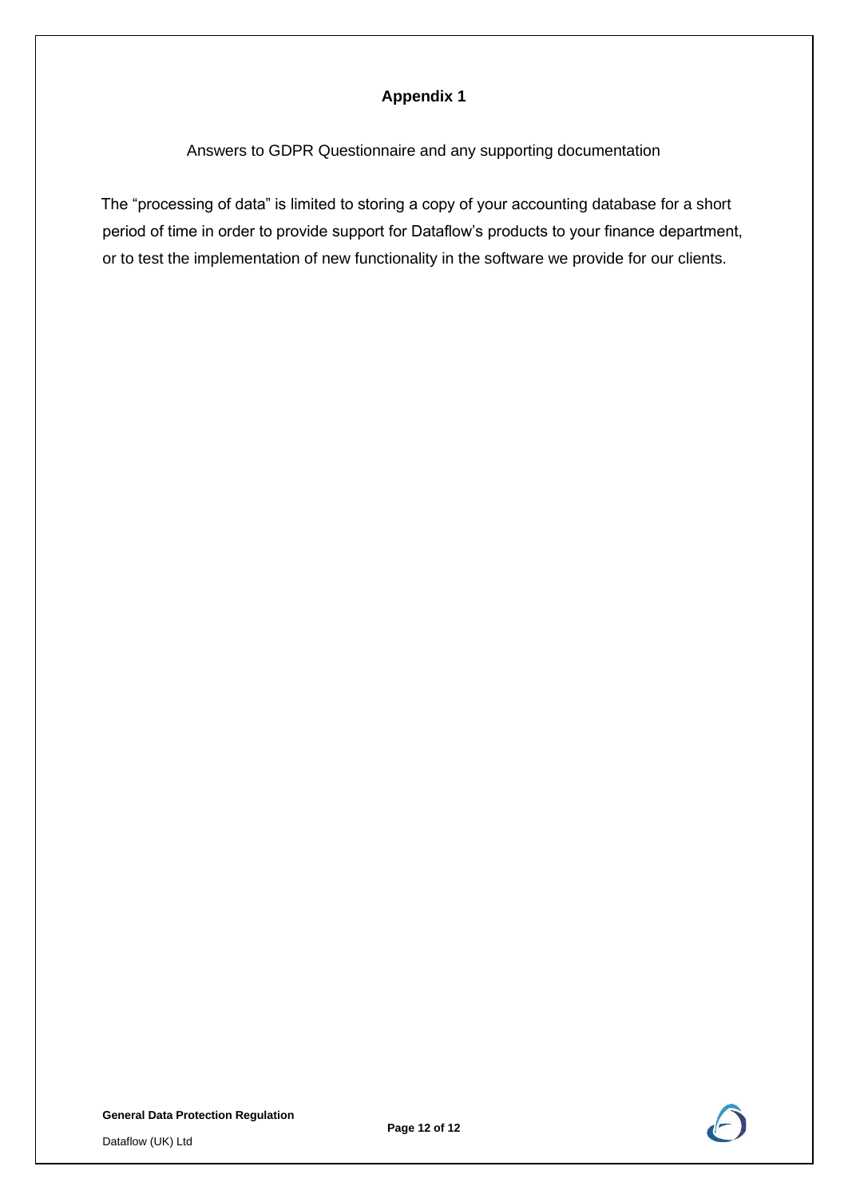## Appendix 1

Answers to GDPR Questionnaire and any supporting documentation

The “processing of data” is limited to storing a copy of your accounting database for a short period of time in order to provide support for Dataflow’s products to your finance department, or to test the implementation of new functionality in the software we provide for our clients.